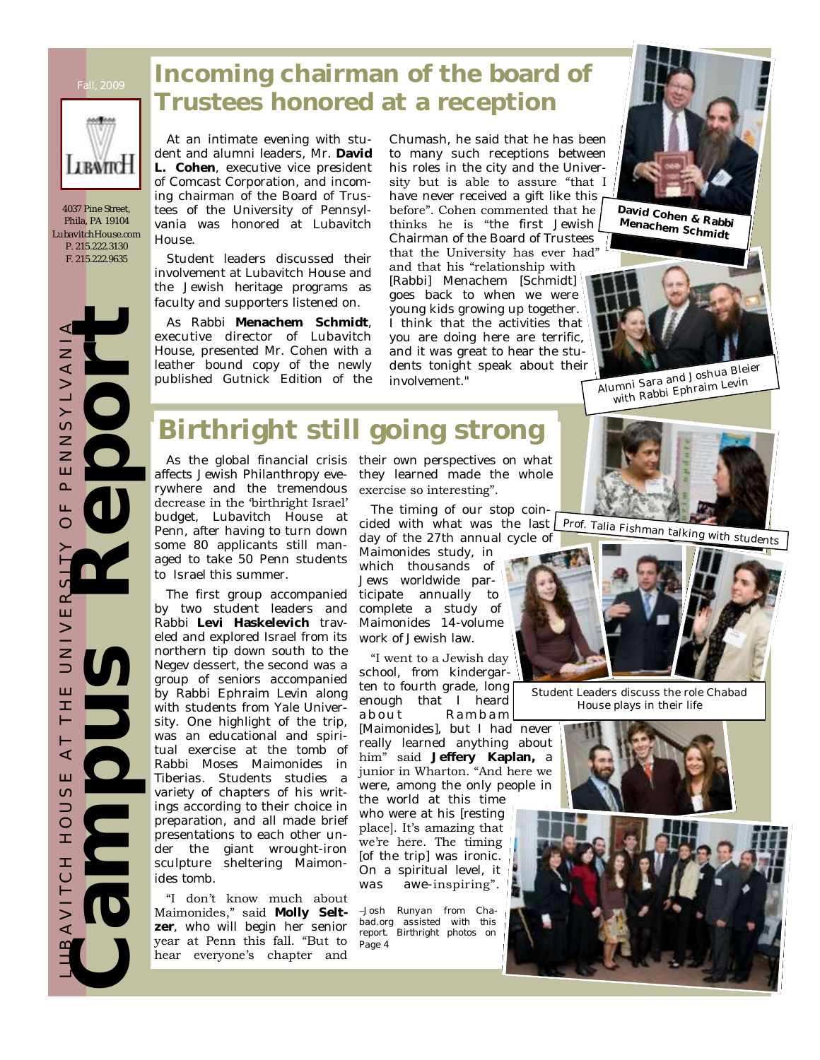Fall, 2009

4037 Pine Street,
Phila, PA 19104
LubavitchHouse.com
P. 215.222.3130
F. 215.222.9635

# Campus Report

LUBAVITCH HOUSE AT THE UNIVERSITY OF PENNSYLVANIA

## Incoming chairman of the board of Trustees honored at a reception

At an intimate evening with student and alumni leaders, Mr. **David L. Cohen**, executive vice president of Comcast Corporation, and incoming chairman of the Board of Trustees of the University of Pennsylvania was honored at Lubavitch House.

Student leaders discussed their involvement at Lubavitch House and the Jewish heritage programs as faculty and supporters listened on.

As Rabbi **Menachem Schmidt**, executive director of Lubavitch House, presented Mr. Cohen with a leather bound copy of the newly published Gutnick Edition of the Chumash, he said that he has been to many such receptions between his roles in the city and the University but is able to assure "that I have never received a gift like this before". Cohen commented that he thinks he is "the first Jewish Chairman of the Board of Trustees that the University has ever had" and that his "relationship with [Rabbi] Menachem [Schmidt] goes back to when we were young kids growing up together. I think that the activities that you are doing here are terrific, and it was great to hear the students tonight speak about their involvement."

David Cohen & Rabbi Menachem Schmidt

Alumni Sara and Joshua Bleier with Rabbi Ephraim Levin

## Birthright still going strong

As the global financial crisis affects Jewish Philanthropy everywhere and the tremendous decrease in the 'birthright Israel' budget, Lubavitch House at Penn, after having to turn down some 80 applicants still managed to take 50 Penn students to Israel this summer.

The first group accompanied by two student leaders and Rabbi **Levi Haskelevich** traveled and explored Israel from its northern tip down south to the Negev dessert, the second was a group of seniors accompanied by Rabbi Ephraim Levin along with students from Yale University. One highlight of the trip, was an educational and spiritual exercise at the tomb of Rabbi Moses Maimonides in Tiberias. Students studies a variety of chapters of his writings according to their choice in preparation, and all made brief presentations to each other under the giant wrought-iron sculpture sheltering Maimonides tomb.

"I don't know much about Maimonides," said **Molly Seltzer**, who will begin her senior year at Penn this fall. "But to hear everyone's chapter and their own perspectives on what they learned made the whole exercise so interesting".

The timing of our stop coincided with what was the last day of the 27th annual cycle of Maimonides study, in which thousands of Jews worldwide participate annually to complete a study of Maimonides 14-volume work of Jewish law.

"I went to a Jewish day school, from kindergarten to fourth grade, long enough that I heard about Rambam [Maimonides], but I had never really learned anything about him" said **Jeffery Kaplan,** a junior in Wharton. "And here we were, among the only people in the world at this time who were at his [resting place]. It's amazing that we're here. The timing [of the trip] was ironic. On a spiritual level, it was awe-inspiring".

–Josh Runyan from Chabad.org assisted with this report. Birthright photos on Page 4

Prof. Talia Fishman talking with students

Student Leaders discuss the role Chabad House plays in their life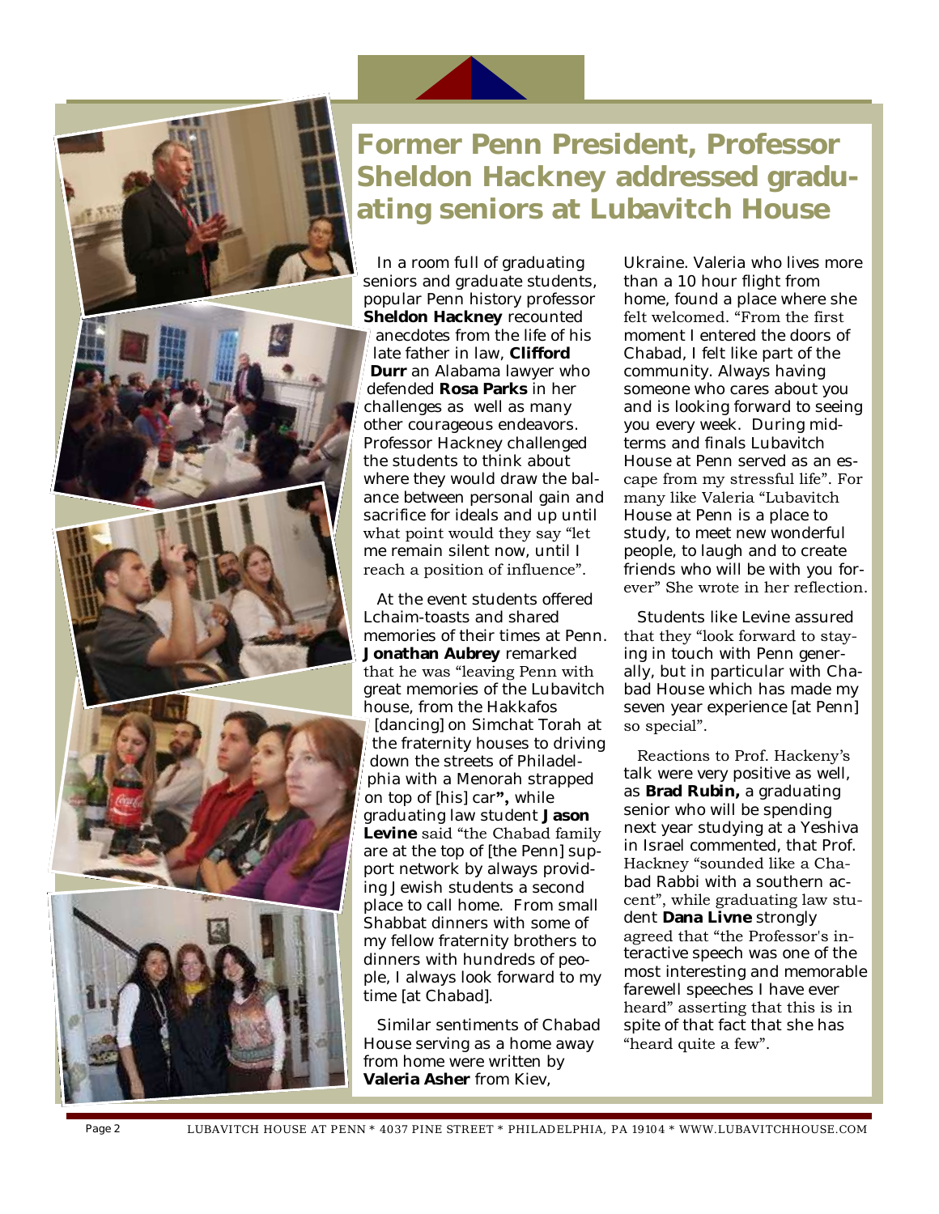# Former Penn President, Professor Sheldon Hackney addressed graduating seniors at Lubavitch House

In a room full of graduating seniors and graduate students, popular Penn history professor **Sheldon Hackney** recounted anecdotes from the life of his late father in law, **Clifford Durr** an Alabama lawyer who defended **Rosa Parks** in her challenges as well as many other courageous endeavors. Professor Hackney challenged the students to think about where they would draw the balance between personal gain and sacrifice for ideals and up until what point would they say "let me remain silent now, until I reach a position of influence".

At the event students offered Lchaim-toasts and shared memories of their times at Penn. **Jonathan Aubrey** remarked that he was "leaving Penn with great memories of the Lubavitch house, from the Hakkafos [dancing] on Simchat Torah at the fraternity houses to driving down the streets of Philadelphia with a Menorah strapped on top of [his] car**",** while graduating law student **Jason Levine** said "the Chabad family are at the top of [the Penn] support network by always providing Jewish students a second place to call home. From small Shabbat dinners with some of my fellow fraternity brothers to dinners with hundreds of people, I always look forward to my time [at Chabad].

Similar sentiments of Chabad House serving as a home away from home were written by **Valeria Asher** from Kiev, Ukraine. Valeria who lives more than a 10 hour flight from home, found a place where she felt welcomed. "From the first moment I entered the doors of Chabad, I felt like part of the community. Always having someone who cares about you and is looking forward to seeing you every week. During midterms and finals Lubavitch House at Penn served as an escape from my stressful life". For many like Valeria "Lubavitch House at Penn is a place to study, to meet new wonderful people, to laugh and to create friends who will be with you forever" She wrote in her reflection.

Students like Levine assured that they "look forward to staying in touch with Penn generally, but in particular with Chabad House which has made my seven year experience [at Penn] so special".

Reactions to Prof. Hackeny's talk were very positive as well, as **Brad Rubin,** a graduating senior who will be spending next year studying at a Yeshiva in Israel commented, that Prof. Hackney "sounded like a Chabad Rabbi with a southern accent", while graduating law student **Dana Livne** strongly agreed that "the Professor's interactive speech was one of the most interesting and memorable farewell speeches I have ever heard" asserting that this is in spite of that fact that she has "heard quite a few".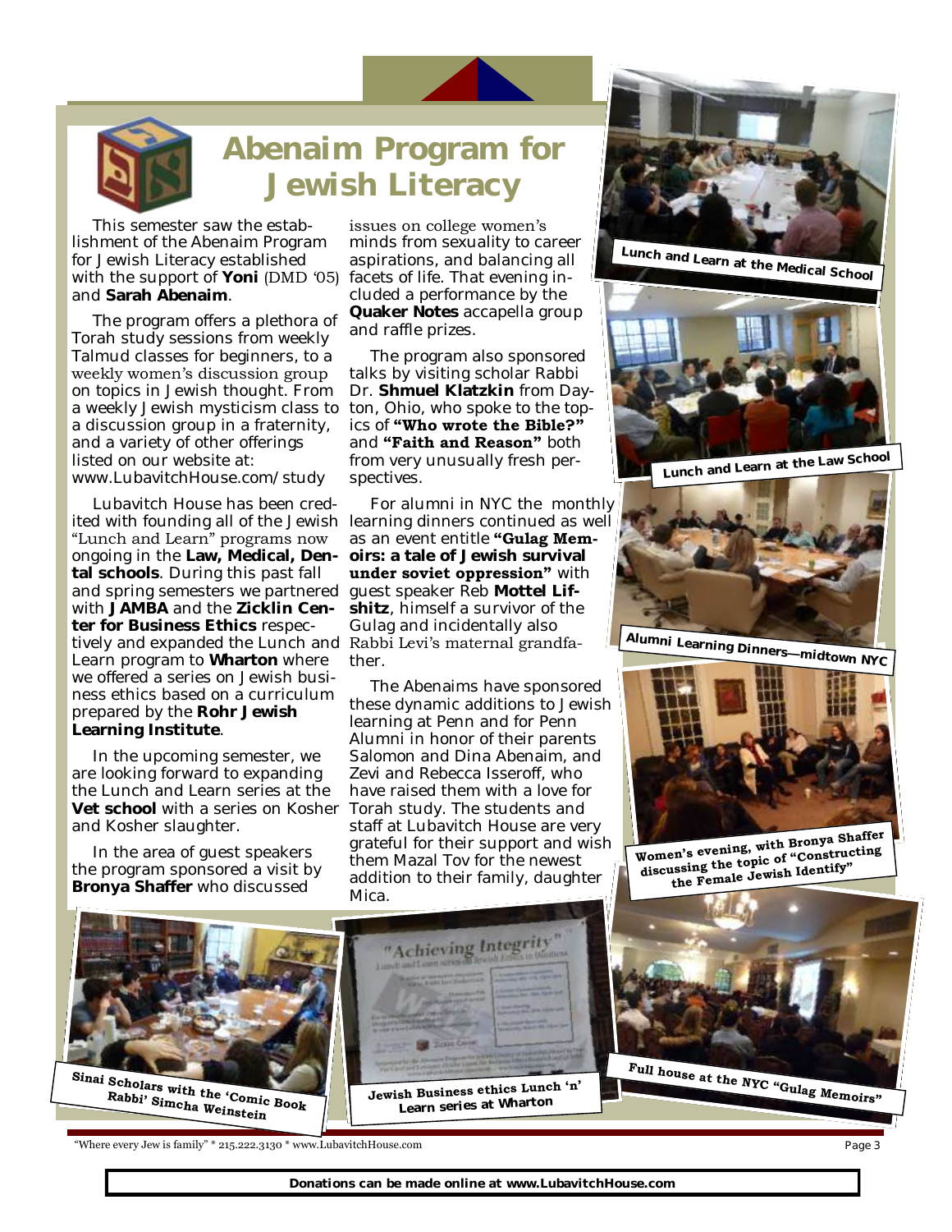# Abenaim Program for Jewish Literacy

This semester saw the establishment of the Abenaim Program for Jewish Literacy established with the support of **Yoni** (DMD '05) and **Sarah Abenaim**.

The program offers a plethora of Torah study sessions from weekly Talmud classes for beginners, to a weekly women's discussion group on topics in Jewish thought. From a weekly Jewish mysticism class to a discussion group in a fraternity, and a variety of other offerings listed on our website at: www.LubavitchHouse.com/study

Lubavitch House has been credited with founding all of the Jewish "Lunch and Learn" programs now ongoing in the **Law, Medical, Dental schools**. During this past fall and spring semesters we partnered with **JAMBA** and the **Zicklin Center for Business Ethics** respectively and expanded the Lunch and Learn program to **Wharton** where we offered a series on Jewish business ethics based on a curriculum prepared by the **Rohr Jewish Learning Institute**.

In the upcoming semester, we are looking forward to expanding the Lunch and Learn series at the **Vet school** with a series on Kosher and Kosher slaughter.

In the area of guest speakers the program sponsored a visit by **Bronya Shaffer** who discussed issues on college women's minds from sexuality to career aspirations, and balancing all facets of life. That evening included a performance by the **Quaker Notes** accapella group and raffle prizes.

The program also sponsored talks by visiting scholar Rabbi Dr. **Shmuel Klatzkin** from Dayton, Ohio, who spoke to the topics of **"Who wrote the Bible?"** and **"Faith and Reason"** both from very unusually fresh perspectives.

For alumni in NYC the monthly learning dinners continued as well as an event entitle **"Gulag Memoirs: a tale of Jewish survival under soviet oppression"** with guest speaker Reb **Mottel Lifshitz**, himself a survivor of the Gulag and incidentally also Rabbi Levi's maternal grandfather.

The Abenaims have sponsored these dynamic additions to Jewish learning at Penn and for Penn Alumni in honor of their parents Salomon and Dina Abenaim, and Zevi and Rebecca Isseroff, who have raised them with a love for Torah study. The students and staff at Lubavitch House are very grateful for their support and wish them Mazal Tov for the newest addition to their family, daughter Mica.

Lunch and Learn at the Medical School

Lunch and Learn at the Law School

Alumni Learning Dinners—midtown NYC

Women's evening, with Bronya Shaffer discussing the topic of "Constructing the Female Jewish Identify"

Sinai Scholars with the 'Comic Book Rabbi' Simcha Weinstein

Jewish Business ethics Lunch 'n' Learn series at Wharton

Full house at the NYC "Gulag Memoirs"

"Where every Jew is family" * 215.222.3130 * www.LubavitchHouse.com

**Donations can be made online at www.LubavitchHouse.com**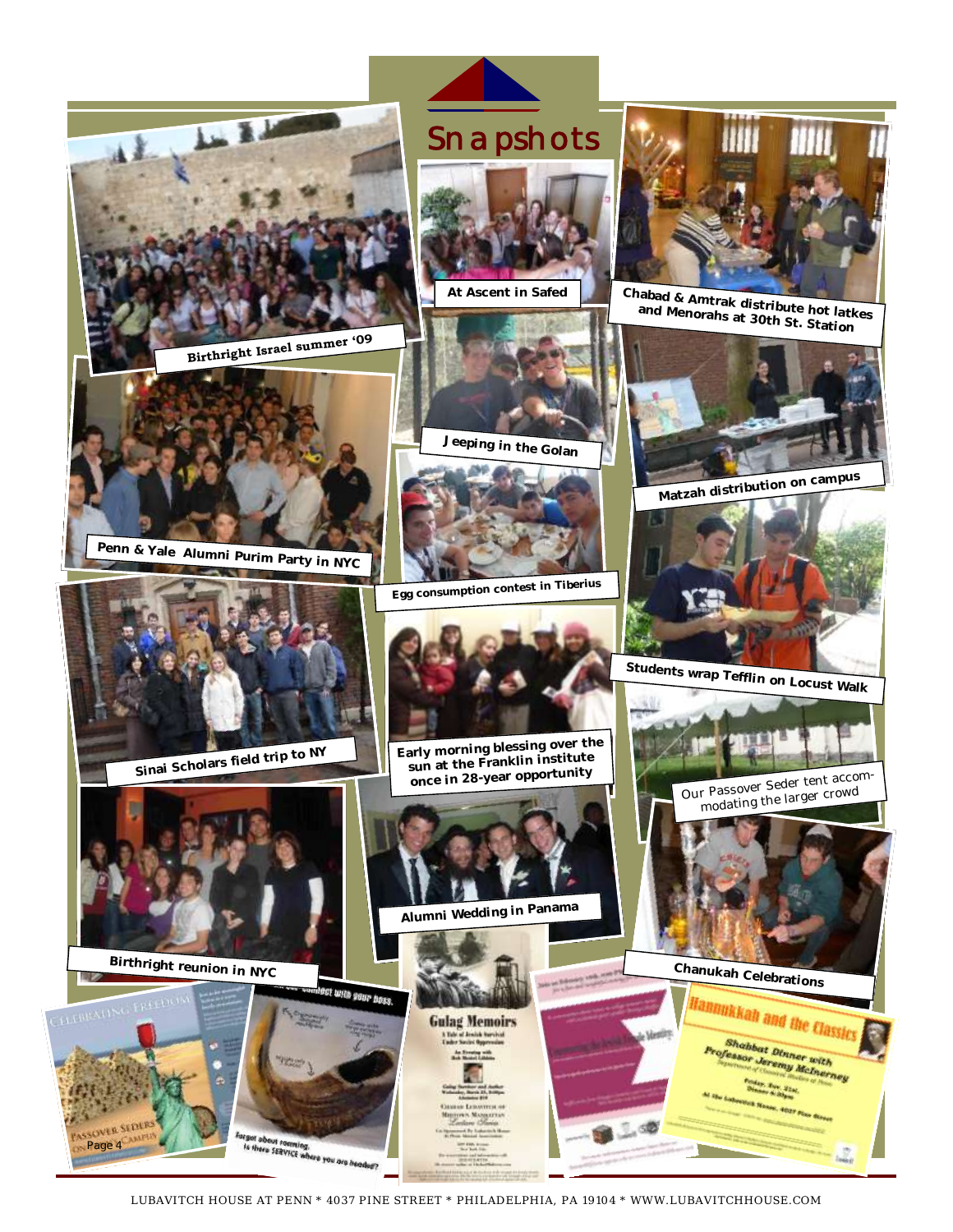# Snapshots

Birthright Israel summer '09

At Ascent in Safed

Chabad & Amtrak distribute hot latkes and Menorahs at 30th St. Station

Jeeping in the Golan

Matzah distribution on campus

Penn & Yale Alumni Purim Party in NYC

Egg consumption contest in Tiberius

Students wrap Tefflin on Locust Walk

Sinai Scholars field trip to NY

Early morning blessing over the sun at the Franklin institute once in 28-year opportunity

Our Passover Seder tent accommodating the larger crowd

Alumni Wedding in Panama

Birthright reunion in NYC

Chanukah Celebrations

LUBAVITCH HOUSE AT PENN * 4037 PINE STREET * PHILADELPHIA, PA 19104 * WWW.LUBAVITCHHOUSE.COM